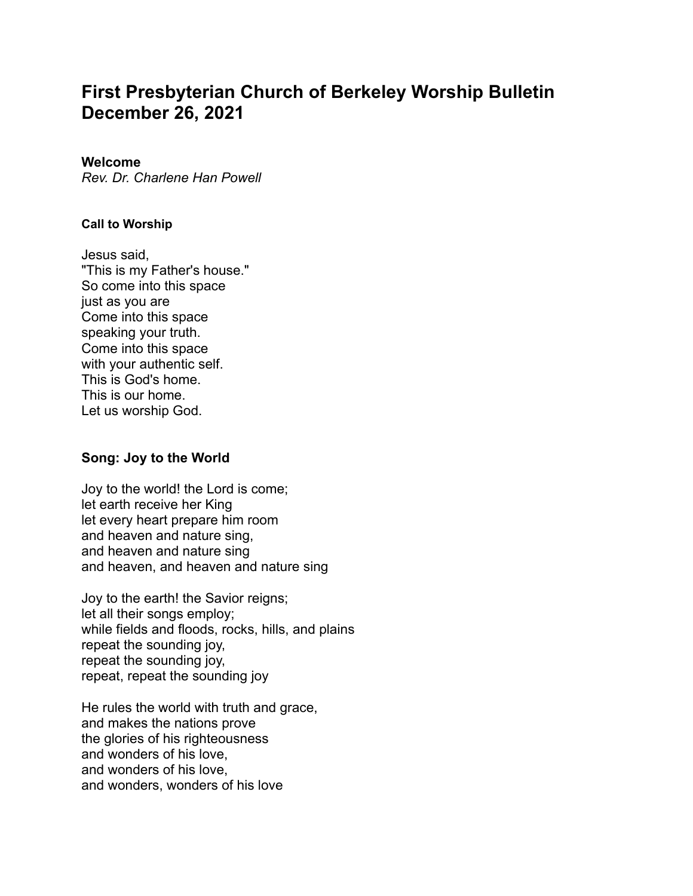# First Presbyterian Church of Berkeley Worship Bulletin December 26, 2021

## Welcome

*Rev. Dr. Charlene Han Powell*

### Call to Worship

Jesus said,
"This is my Father's house."
So come into this space
just as you are
Come into this space
speaking your truth.
Come into this space
with your authentic self.
This is God's home.
This is our home.
Let us worship God.

## Song: Joy to the World

Joy to the world! the Lord is come;
let earth receive her King
let every heart prepare him room
and heaven and nature sing,
and heaven and nature sing
and heaven, and heaven and nature sing

Joy to the earth! the Savior reigns;
let all their songs employ;
while fields and floods, rocks, hills, and plains
repeat the sounding joy,
repeat the sounding joy,
repeat, repeat the sounding joy

He rules the world with truth and grace,
and makes the nations prove
the glories of his righteousness
and wonders of his love,
and wonders of his love,
and wonders, wonders of his love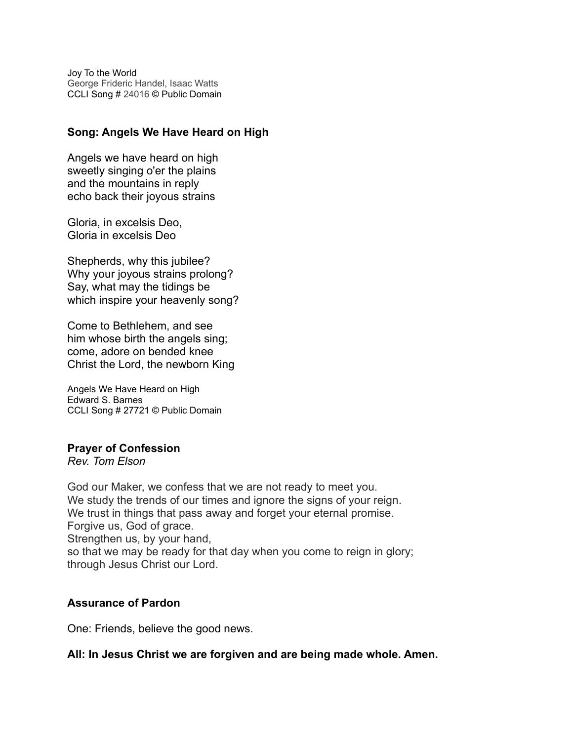Joy To the World
George Frideric Handel, Isaac Watts
CCLI Song # 24016 © Public Domain

**Song: Angels We Have Heard on High**

Angels we have heard on high
sweetly singing o'er the plains
and the mountains in reply
echo back their joyous strains

Gloria, in excelsis Deo,
Gloria in excelsis Deo

Shepherds, why this jubilee?
Why your joyous strains prolong?
Say, what may the tidings be
which inspire your heavenly song?

Come to Bethlehem, and see
him whose birth the angels sing;
come, adore on bended knee
Christ the Lord, the newborn King

Angels We Have Heard on High
Edward S. Barnes
CCLI Song # 27721 © Public Domain

**Prayer of Confession**
*Rev. Tom Elson*

God our Maker, we confess that we are not ready to meet you.
We study the trends of our times and ignore the signs of your reign.
We trust in things that pass away and forget your eternal promise.
Forgive us, God of grace.
Strengthen us, by your hand,
so that we may be ready for that day when you come to reign in glory;
through Jesus Christ our Lord.

**Assurance of Pardon**

One: Friends, believe the good news.

**All: In Jesus Christ we are forgiven and are being made whole. Amen.**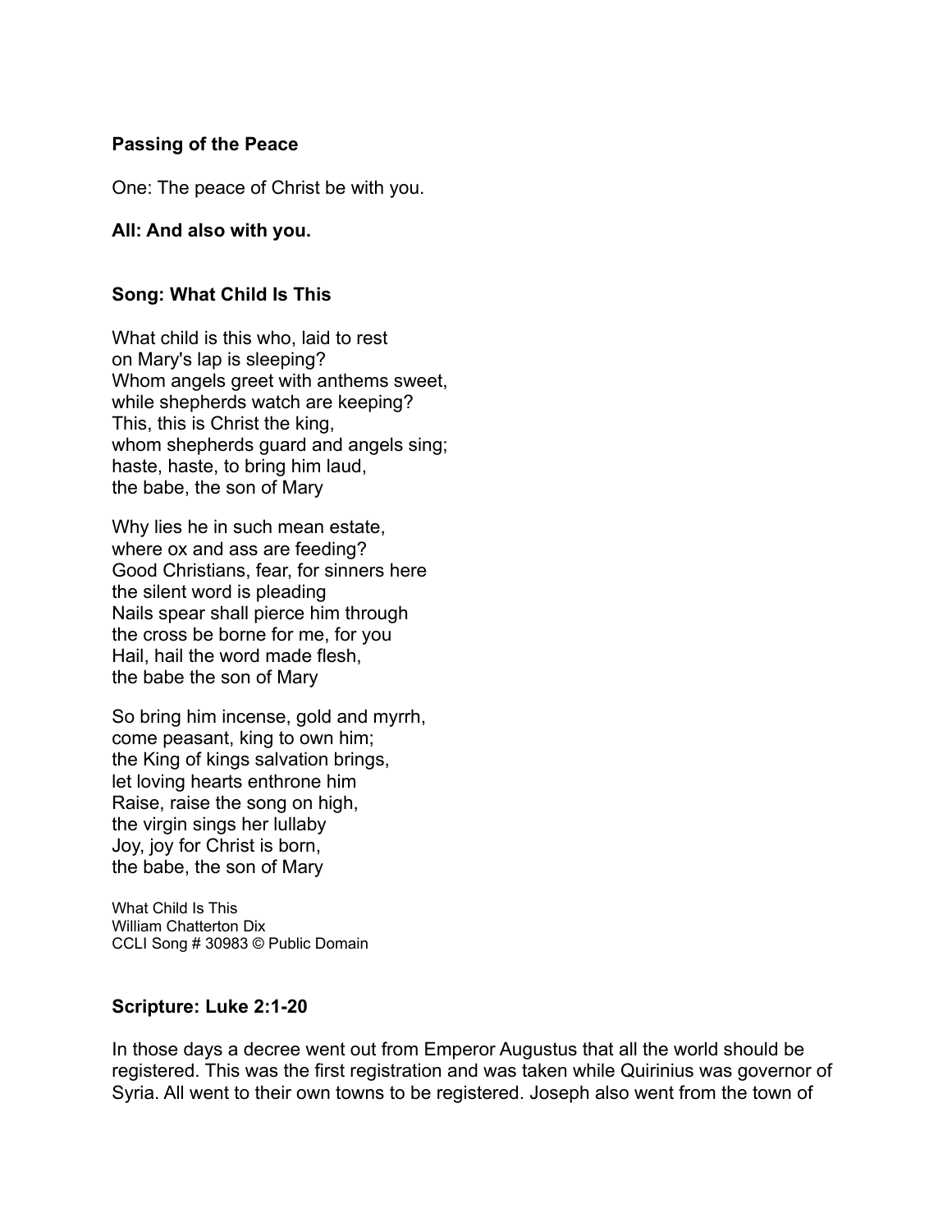**Passing of the Peace**

One: The peace of Christ be with you.

**All: And also with you.**

**Song: What Child Is This**

What child is this who, laid to rest
on Mary's lap is sleeping?
Whom angels greet with anthems sweet,
while shepherds watch are keeping?
This, this is Christ the king,
whom shepherds guard and angels sing;
haste, haste, to bring him laud,
the babe, the son of Mary

Why lies he in such mean estate,
where ox and ass are feeding?
Good Christians, fear, for sinners here
the silent word is pleading
Nails spear shall pierce him through
the cross be borne for me, for you
Hail, hail the word made flesh,
the babe the son of Mary

So bring him incense, gold and myrrh,
come peasant, king to own him;
the King of kings salvation brings,
let loving hearts enthrone him
Raise, raise the song on high,
the virgin sings her lullaby
Joy, joy for Christ is born,
the babe, the son of Mary

What Child Is This
William Chatterton Dix
CCLI Song # 30983 © Public Domain

**Scripture: Luke 2:1-20**

In those days a decree went out from Emperor Augustus that all the world should be registered. This was the first registration and was taken while Quirinius was governor of Syria. All went to their own towns to be registered. Joseph also went from the town of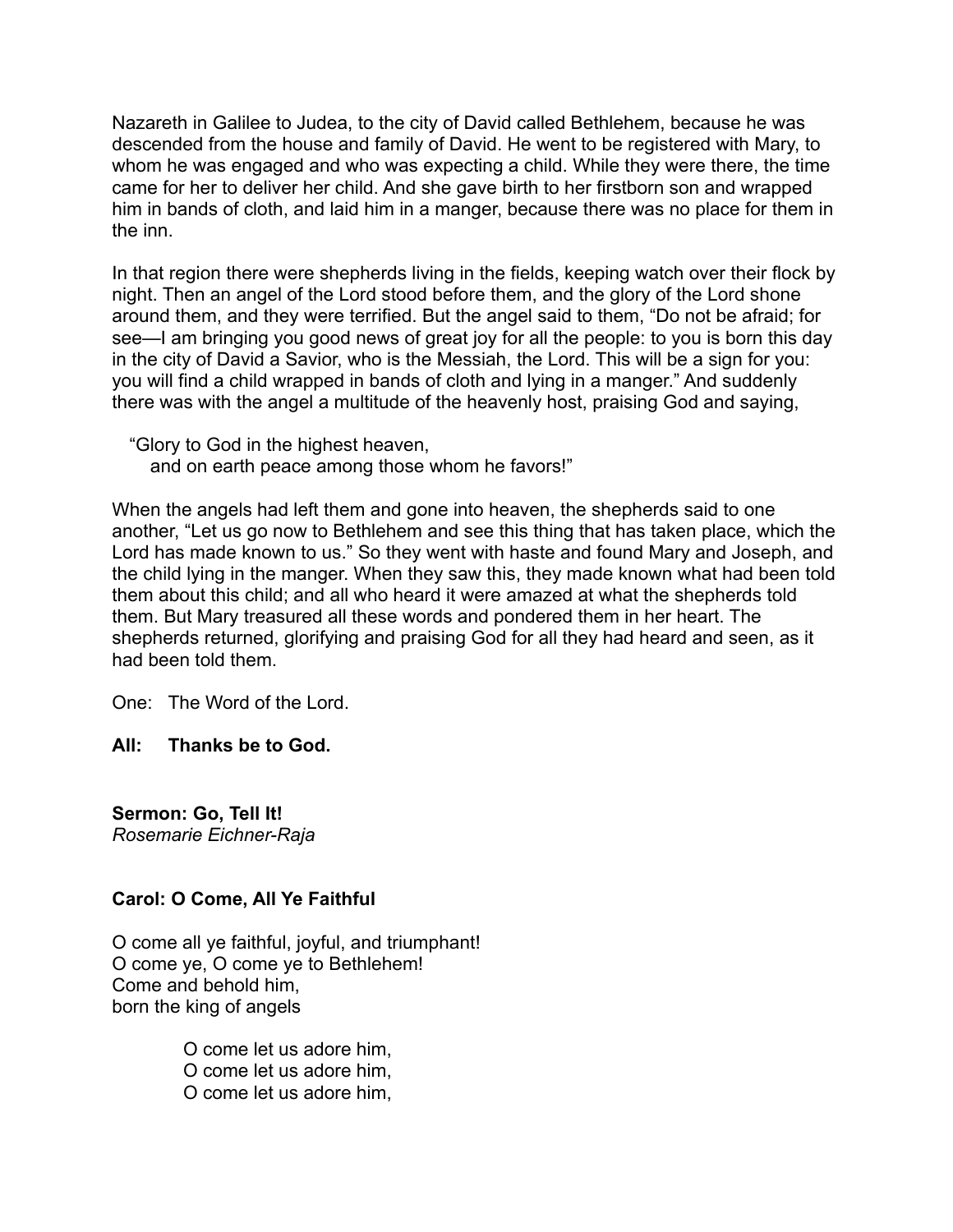Nazareth in Galilee to Judea, to the city of David called Bethlehem, because he was descended from the house and family of David. He went to be registered with Mary, to whom he was engaged and who was expecting a child. While they were there, the time came for her to deliver her child. And she gave birth to her firstborn son and wrapped him in bands of cloth, and laid him in a manger, because there was no place for them in the inn.

In that region there were shepherds living in the fields, keeping watch over their flock by night. Then an angel of the Lord stood before them, and the glory of the Lord shone around them, and they were terrified. But the angel said to them, "Do not be afraid; for see—I am bringing you good news of great joy for all the people: to you is born this day in the city of David a Savior, who is the Messiah, the Lord. This will be a sign for you: you will find a child wrapped in bands of cloth and lying in a manger." And suddenly there was with the angel a multitude of the heavenly host, praising God and saying,

"Glory to God in the highest heaven,
and on earth peace among those whom he favors!"

When the angels had left them and gone into heaven, the shepherds said to one another, "Let us go now to Bethlehem and see this thing that has taken place, which the Lord has made known to us." So they went with haste and found Mary and Joseph, and the child lying in the manger. When they saw this, they made known what had been told them about this child; and all who heard it were amazed at what the shepherds told them. But Mary treasured all these words and pondered them in her heart. The shepherds returned, glorifying and praising God for all they had heard and seen, as it had been told them.

One: The Word of the Lord.

**All: Thanks be to God.**

**Sermon: Go, Tell It!**
*Rosemarie Eichner-Raja*

**Carol: O Come, All Ye Faithful**

O come all ye faithful, joyful, and triumphant!
O come ye, O come ye to Bethlehem!
Come and behold him,
born the king of angels

O come let us adore him,
O come let us adore him,
O come let us adore him,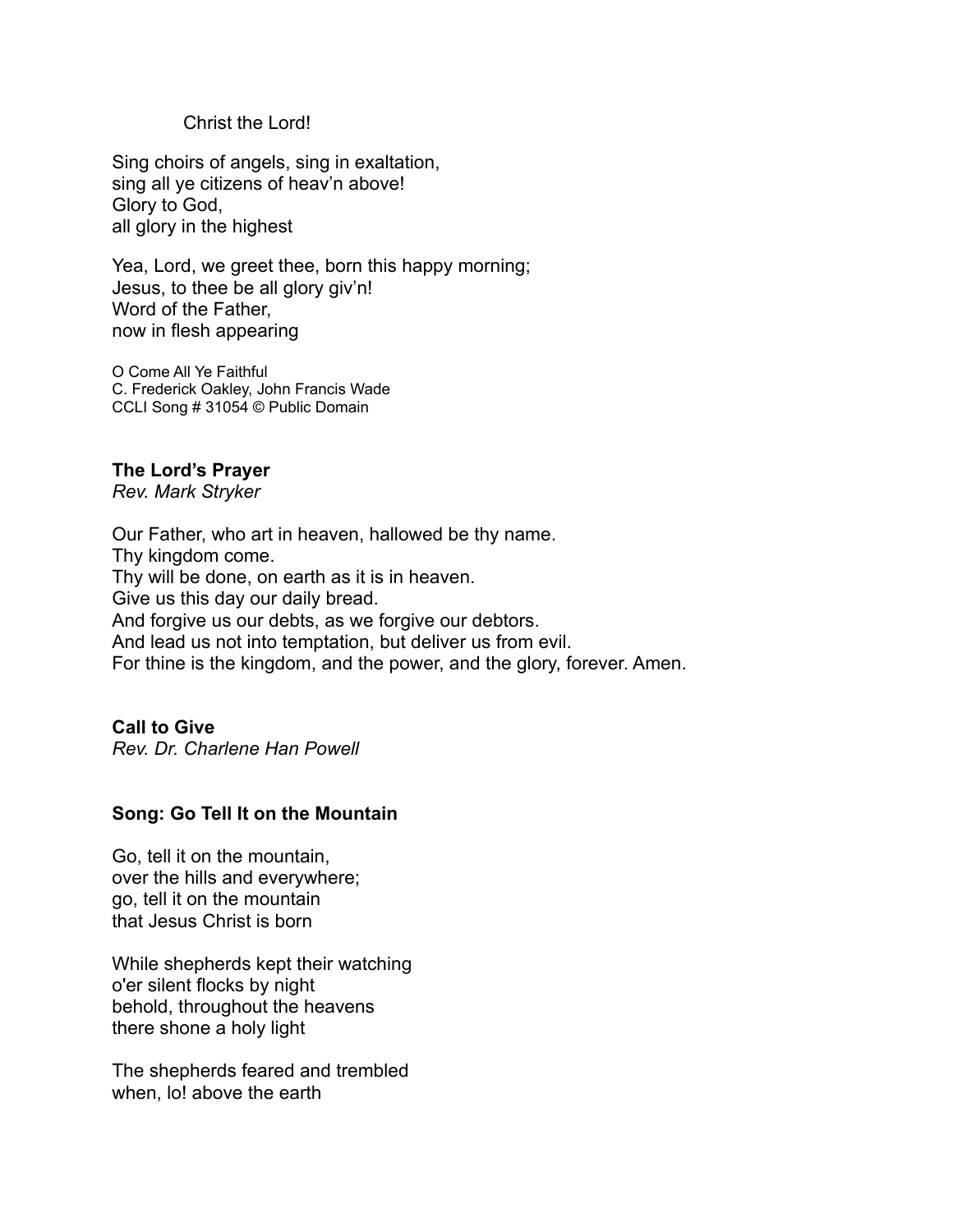Christ the Lord!

Sing choirs of angels, sing in exaltation,
sing all ye citizens of heav'n above!
Glory to God,
all glory in the highest

Yea, Lord, we greet thee, born this happy morning;
Jesus, to thee be all glory giv'n!
Word of the Father,
now in flesh appearing

O Come All Ye Faithful
C. Frederick Oakley, John Francis Wade
CCLI Song # 31054 © Public Domain

**The Lord's Prayer**
*Rev. Mark Stryker*

Our Father, who art in heaven, hallowed be thy name.
Thy kingdom come.
Thy will be done, on earth as it is in heaven.
Give us this day our daily bread.
And forgive us our debts, as we forgive our debtors.
And lead us not into temptation, but deliver us from evil.
For thine is the kingdom, and the power, and the glory, forever. Amen.

**Call to Give**
*Rev. Dr. Charlene Han Powell*

**Song: Go Tell It on the Mountain**

Go, tell it on the mountain,
over the hills and everywhere;
go, tell it on the mountain
that Jesus Christ is born

While shepherds kept their watching
o'er silent flocks by night
behold, throughout the heavens
there shone a holy light

The shepherds feared and trembled
when, lo! above the earth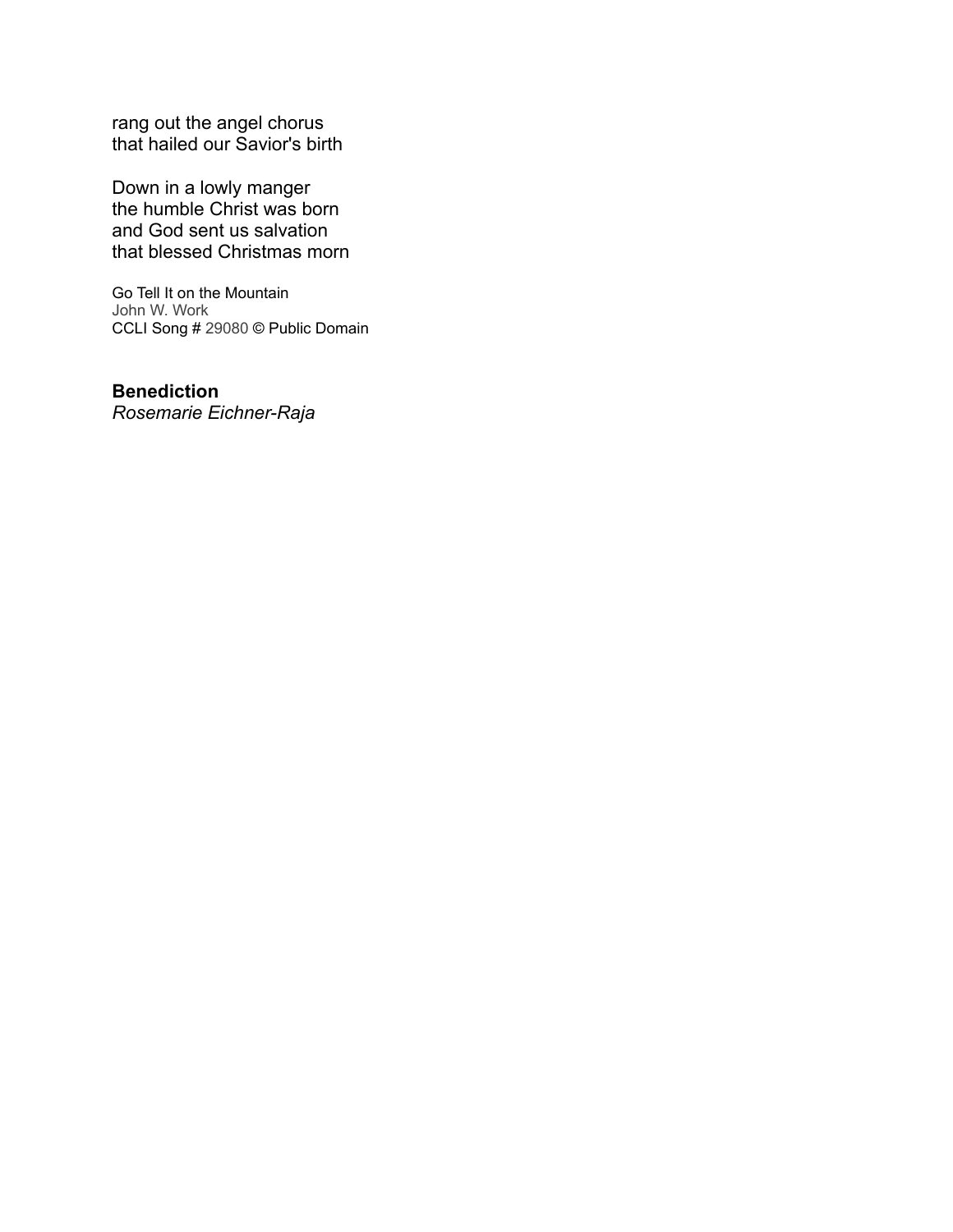rang out the angel chorus
that hailed our Savior's birth

Down in a lowly manger
the humble Christ was born
and God sent us salvation
that blessed Christmas morn

Go Tell It on the Mountain
John W. Work
CCLI Song # 29080 © Public Domain

**Benediction**
*Rosemarie Eichner-Raja*